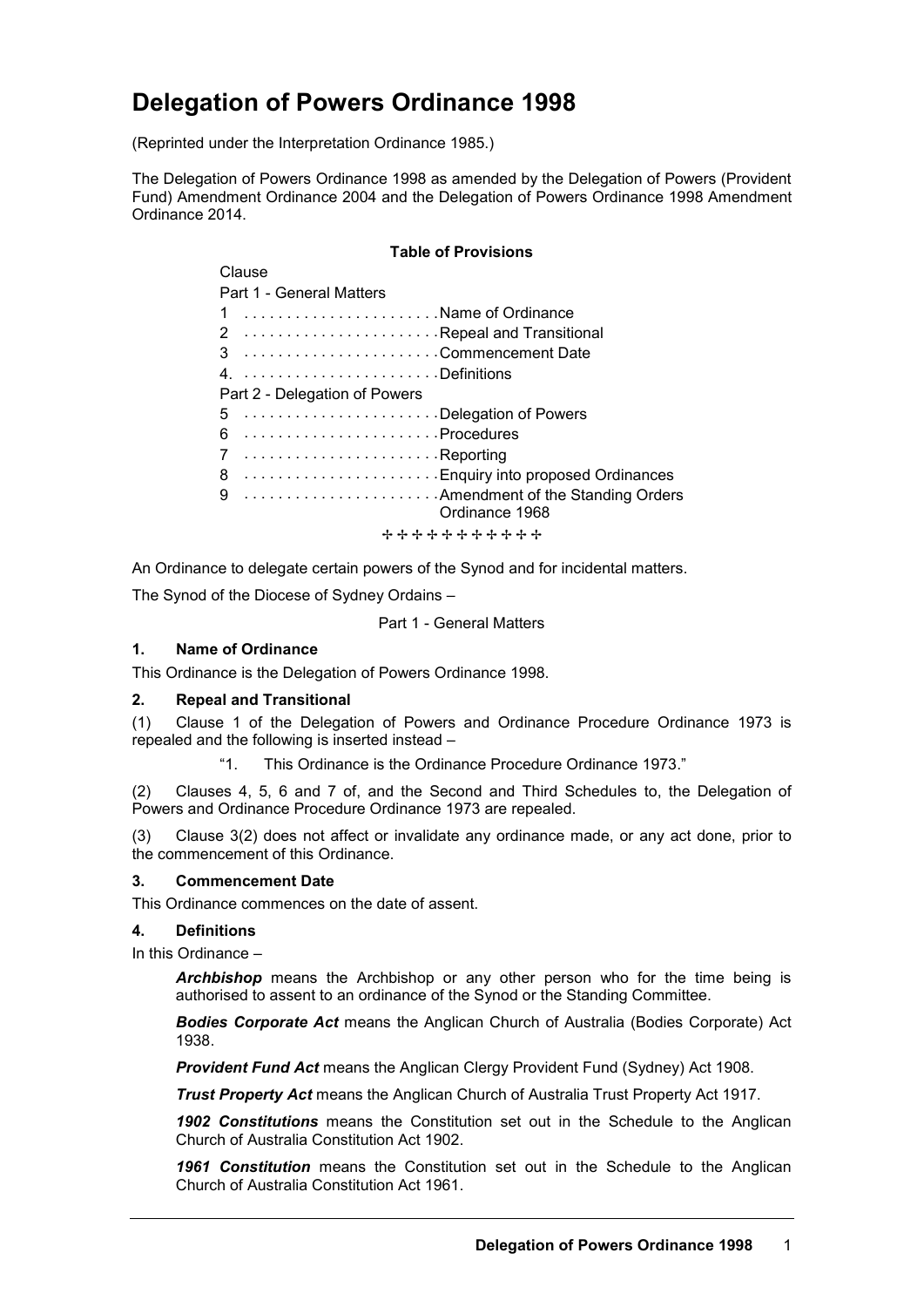# Delegation of Powers Ordinance 1998

(Reprinted under the Interpretation Ordinance 1985.)

The Delegation of Powers Ordinance 1998 as amended by the Delegation of Powers (Provident Fund) Amendment Ordinance 2004 and the Delegation of Powers Ordinance 1998 Amendment Ordinance 2014.

**Table of Provisions**

Clause

Part 1 - General Matters

| | |
|---|---|
| 1 | Name of Ordinance |
| 2 | Repeal and Transitional |
| 3 | Commencement Date |
| 4. | Definitions |

Part 2 - Delegation of Powers

| | |
|---|---|
| 5 | Delegation of Powers |
| 6 | Procedures |
| 7 | Reporting |
| 8 | Enquiry into proposed Ordinances |
| 9 | Amendment of the Standing Orders Ordinance 1968 |

✣✣✣✣✣✣✣✣✣✣✣

An Ordinance to delegate certain powers of the Synod and for incidental matters.

The Synod of the Diocese of Sydney Ordains –

Part 1 - General Matters

### 1. Name of Ordinance

This Ordinance is the Delegation of Powers Ordinance 1998.

### 2. Repeal and Transitional

(1) Clause 1 of the Delegation of Powers and Ordinance Procedure Ordinance 1973 is repealed and the following is inserted instead –

> "1. This Ordinance is the Ordinance Procedure Ordinance 1973."

(2) Clauses 4, 5, 6 and 7 of, and the Second and Third Schedules to, the Delegation of Powers and Ordinance Procedure Ordinance 1973 are repealed.

(3) Clause 3(2) does not affect or invalidate any ordinance made, or any act done, prior to the commencement of this Ordinance.

### 3. Commencement Date

This Ordinance commences on the date of assent.

### 4. Definitions

In this Ordinance –

***Archbishop*** means the Archbishop or any other person who for the time being is authorised to assent to an ordinance of the Synod or the Standing Committee.

***Bodies Corporate Act*** means the Anglican Church of Australia (Bodies Corporate) Act 1938.

***Provident Fund Act*** means the Anglican Clergy Provident Fund (Sydney) Act 1908.

***Trust Property Act*** means the Anglican Church of Australia Trust Property Act 1917.

***1902 Constitutions*** means the Constitution set out in the Schedule to the Anglican Church of Australia Constitution Act 1902.

***1961 Constitution*** means the Constitution set out in the Schedule to the Anglican Church of Australia Constitution Act 1961.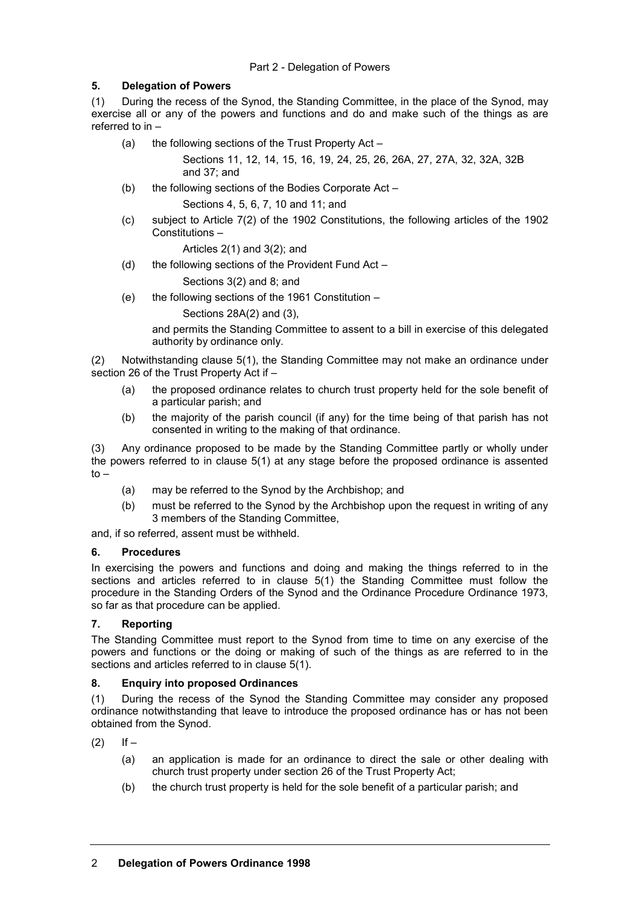## Part 2 - Delegation of Powers

### 5. Delegation of Powers

(1) During the recess of the Synod, the Standing Committee, in the place of the Synod, may exercise all or any of the powers and functions and do and make such of the things as are referred to in –

- (a) the following sections of the Trust Property Act –

  Sections 11, 12, 14, 15, 16, 19, 24, 25, 26, 26A, 27, 27A, 32, 32A, 32B and 37; and

- (b) the following sections of the Bodies Corporate Act –

  Sections 4, 5, 6, 7, 10 and 11; and

- (c) subject to Article 7(2) of the 1902 Constitutions, the following articles of the 1902 Constitutions –

  Articles 2(1) and 3(2); and

- (d) the following sections of the Provident Fund Act –

  Sections 3(2) and 8; and

- (e) the following sections of the 1961 Constitution –

  Sections 28A(2) and (3),

  and permits the Standing Committee to assent to a bill in exercise of this delegated authority by ordinance only.

(2) Notwithstanding clause 5(1), the Standing Committee may not make an ordinance under section 26 of the Trust Property Act if –

- (a) the proposed ordinance relates to church trust property held for the sole benefit of a particular parish; and
- (b) the majority of the parish council (if any) for the time being of that parish has not consented in writing to the making of that ordinance.

(3) Any ordinance proposed to be made by the Standing Committee partly or wholly under the powers referred to in clause 5(1) at any stage before the proposed ordinance is assented to –

- (a) may be referred to the Synod by the Archbishop; and
- (b) must be referred to the Synod by the Archbishop upon the request in writing of any 3 members of the Standing Committee,

and, if so referred, assent must be withheld.

### 6. Procedures

In exercising the powers and functions and doing and making the things referred to in the sections and articles referred to in clause 5(1) the Standing Committee must follow the procedure in the Standing Orders of the Synod and the Ordinance Procedure Ordinance 1973, so far as that procedure can be applied.

### 7. Reporting

The Standing Committee must report to the Synod from time to time on any exercise of the powers and functions or the doing or making of such of the things as are referred to in the sections and articles referred to in clause 5(1).

### 8. Enquiry into proposed Ordinances

(1) During the recess of the Synod the Standing Committee may consider any proposed ordinance notwithstanding that leave to introduce the proposed ordinance has or has not been obtained from the Synod.

(2) If –

- (a) an application is made for an ordinance to direct the sale or other dealing with church trust property under section 26 of the Trust Property Act;
- (b) the church trust property is held for the sole benefit of a particular parish; and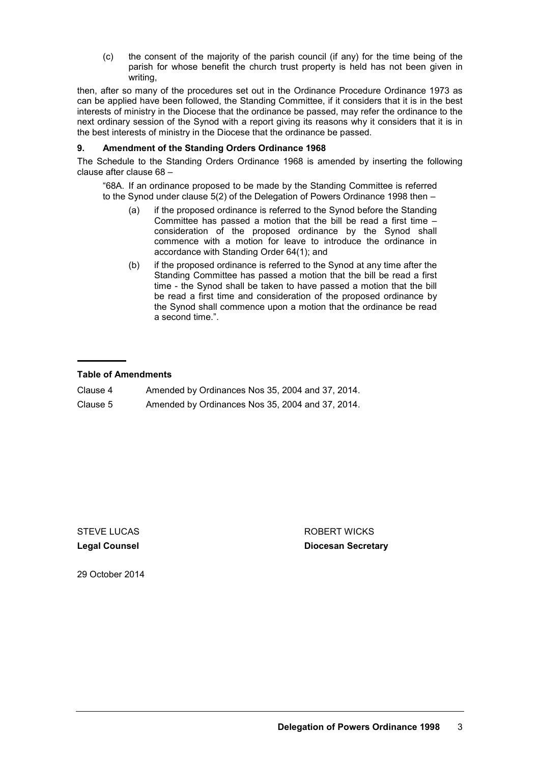(c) the consent of the majority of the parish council (if any) for the time being of the parish for whose benefit the church trust property is held has not been given in writing,

then, after so many of the procedures set out in the Ordinance Procedure Ordinance 1973 as can be applied have been followed, the Standing Committee, if it considers that it is in the best interests of ministry in the Diocese that the ordinance be passed, may refer the ordinance to the next ordinary session of the Synod with a report giving its reasons why it considers that it is in the best interests of ministry in the Diocese that the ordinance be passed.

### 9. Amendment of the Standing Orders Ordinance 1968

The Schedule to the Standing Orders Ordinance 1968 is amended by inserting the following clause after clause 68 –

> "68A. If an ordinance proposed to be made by the Standing Committee is referred to the Synod under clause 5(2) of the Delegation of Powers Ordinance 1998 then –
>
> (a) if the proposed ordinance is referred to the Synod before the Standing Committee has passed a motion that the bill be read a first time – consideration of the proposed ordinance by the Synod shall commence with a motion for leave to introduce the ordinance in accordance with Standing Order 64(1); and
>
> (b) if the proposed ordinance is referred to the Synod at any time after the Standing Committee has passed a motion that the bill be read a first time - the Synod shall be taken to have passed a motion that the bill be read a first time and consideration of the proposed ordinance by the Synod shall commence upon a motion that the ordinance be read a second time.".

---

**Table of Amendments**

| | |
|---|---|
| Clause 4 | Amended by Ordinances Nos 35, 2004 and 37, 2014. |
| Clause 5 | Amended by Ordinances Nos 35, 2004 and 37, 2014. |

STEVE LUCAS
**Legal Counsel**

ROBERT WICKS
**Diocesan Secretary**

29 October 2014